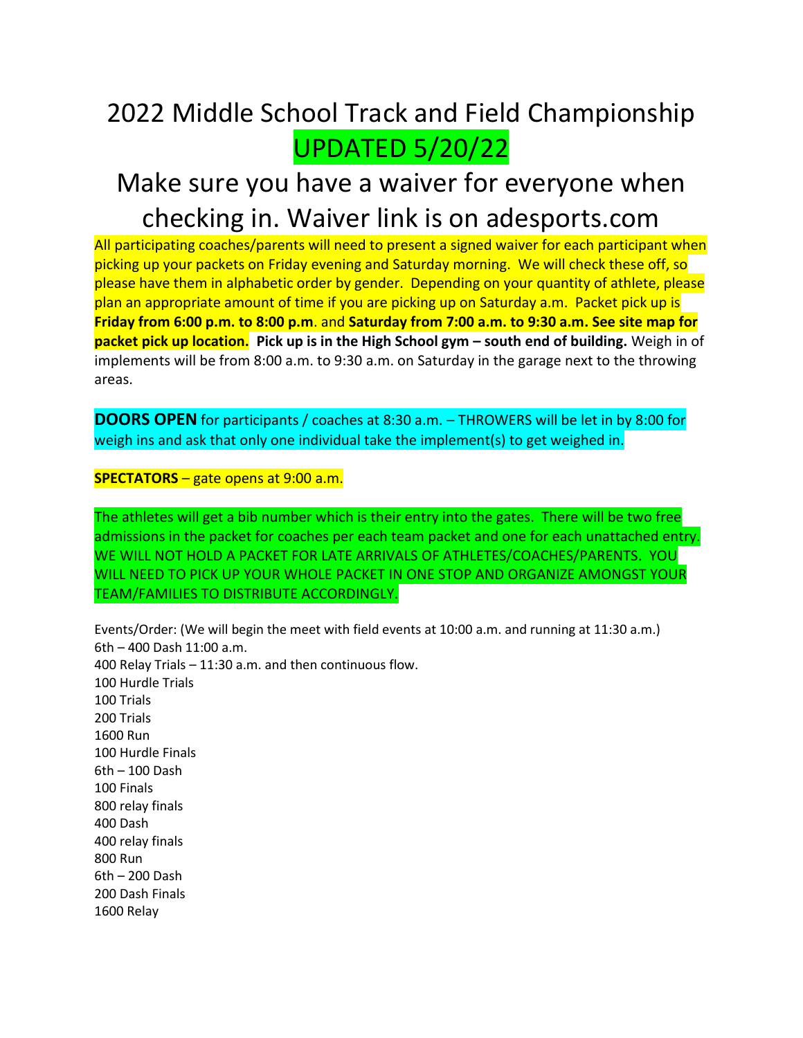# 2022 Middle School Track and Field Championship UPDATED 5/20/22

## Make sure you have a waiver for everyone when checking in. Waiver link is on adesports.com

All participating coaches/parents will need to present a signed waiver for each participant when picking up your packets on Friday evening and Saturday morning. We will check these off, so please have them in alphabetic order by gender. Depending on your quantity of athlete, please plan an appropriate amount of time if you are picking up on Saturday a.m. Packet pick up is **Friday from 6:00 p.m. to 8:00 p.m**. and **Saturday from 7:00 a.m. to 9:30 a.m. See site map for packet pick up location. Pick up is in the High School gym – south end of building.** Weigh in of implements will be from 8:00 a.m. to 9:30 a.m. on Saturday in the garage next to the throwing areas.

**DOORS OPEN** for participants / coaches at 8:30 a.m. – THROWERS will be let in by 8:00 for weigh ins and ask that only one individual take the implement(s) to get weighed in.

**SPECTATORS** – gate opens at 9:00 a.m.

The athletes will get a bib number which is their entry into the gates. There will be two free admissions in the packet for coaches per each team packet and one for each unattached entry. WE WILL NOT HOLD A PACKET FOR LATE ARRIVALS OF ATHLETES/COACHES/PARENTS. YOU WILL NEED TO PICK UP YOUR WHOLE PACKET IN ONE STOP AND ORGANIZE AMONGST YOUR TEAM/FAMILIES TO DISTRIBUTE ACCORDINGLY.

Events/Order: (We will begin the meet with field events at 10:00 a.m. and running at 11:30 a.m.)
6th – 400 Dash 11:00 a.m.
400 Relay Trials – 11:30 a.m. and then continuous flow.
100 Hurdle Trials
100 Trials
200 Trials
1600 Run
100 Hurdle Finals
6th – 100 Dash
100 Finals
800 relay finals
400 Dash
400 relay finals
800 Run
6th – 200 Dash
200 Dash Finals
1600 Relay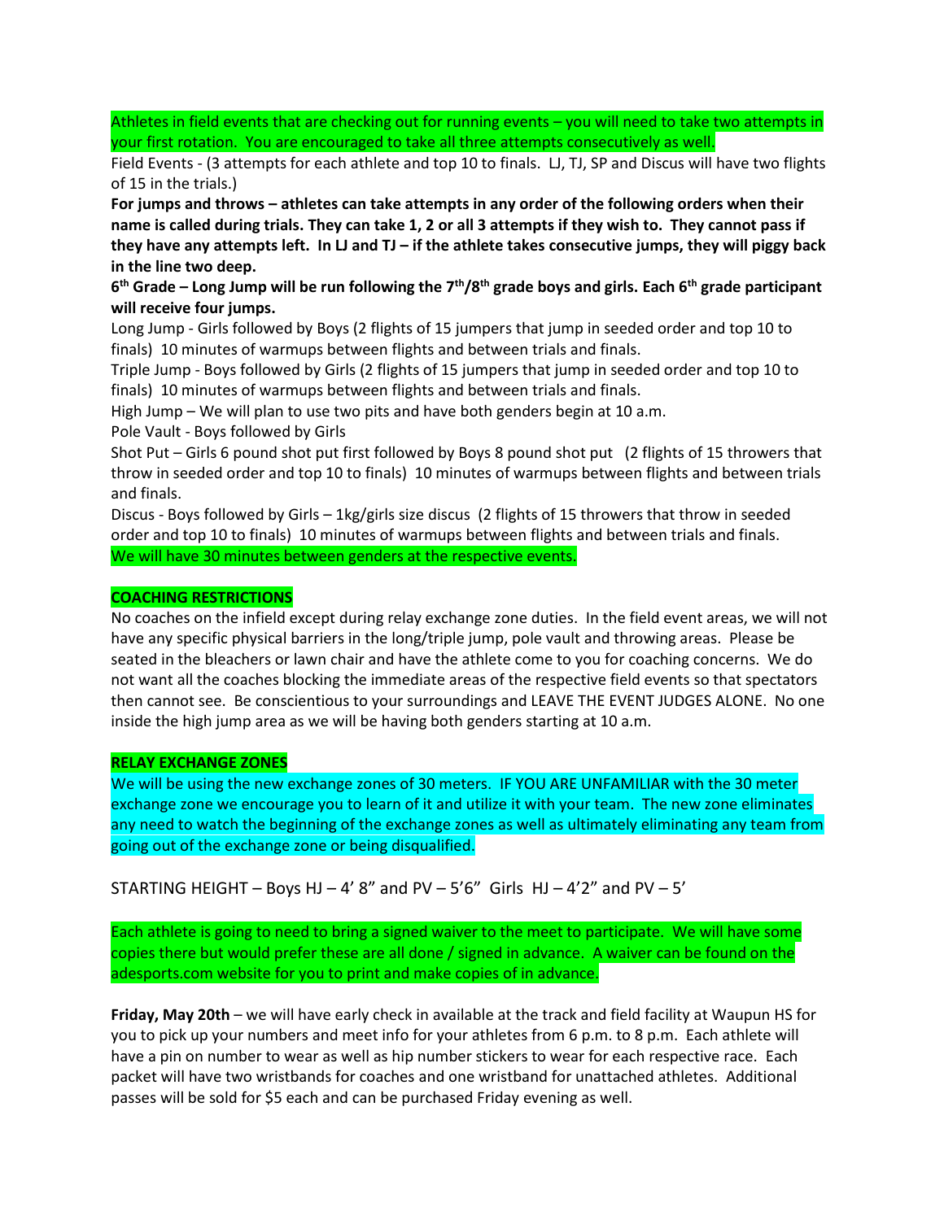Athletes in field events that are checking out for running events – you will need to take two attempts in your first rotation. You are encouraged to take all three attempts consecutively as well.

Field Events - (3 attempts for each athlete and top 10 to finals. LJ, TJ, SP and Discus will have two flights of 15 in the trials.)

**For jumps and throws – athletes can take attempts in any order of the following orders when their name is called during trials. They can take 1, 2 or all 3 attempts if they wish to. They cannot pass if they have any attempts left. In LJ and TJ – if the athlete takes consecutive jumps, they will piggy back in the line two deep.**

**6th Grade – Long Jump will be run following the 7th/8th grade boys and girls. Each 6th grade participant will receive four jumps.**

Long Jump - Girls followed by Boys (2 flights of 15 jumpers that jump in seeded order and top 10 to finals) 10 minutes of warmups between flights and between trials and finals.

Triple Jump - Boys followed by Girls (2 flights of 15 jumpers that jump in seeded order and top 10 to finals) 10 minutes of warmups between flights and between trials and finals.

High Jump – We will plan to use two pits and have both genders begin at 10 a.m.

Pole Vault - Boys followed by Girls

Shot Put – Girls 6 pound shot put first followed by Boys 8 pound shot put (2 flights of 15 throwers that throw in seeded order and top 10 to finals) 10 minutes of warmups between flights and between trials and finals.

Discus - Boys followed by Girls – 1kg/girls size discus (2 flights of 15 throwers that throw in seeded order and top 10 to finals) 10 minutes of warmups between flights and between trials and finals.

We will have 30 minutes between genders at the respective events.

**COACHING RESTRICTIONS**

No coaches on the infield except during relay exchange zone duties. In the field event areas, we will not have any specific physical barriers in the long/triple jump, pole vault and throwing areas. Please be seated in the bleachers or lawn chair and have the athlete come to you for coaching concerns. We do not want all the coaches blocking the immediate areas of the respective field events so that spectators then cannot see. Be conscientious to your surroundings and LEAVE THE EVENT JUDGES ALONE. No one inside the high jump area as we will be having both genders starting at 10 a.m.

**RELAY EXCHANGE ZONES**

We will be using the new exchange zones of 30 meters. IF YOU ARE UNFAMILIAR with the 30 meter exchange zone we encourage you to learn of it and utilize it with your team. The new zone eliminates any need to watch the beginning of the exchange zones as well as ultimately eliminating any team from going out of the exchange zone or being disqualified.

STARTING HEIGHT – Boys HJ – 4' 8" and PV – 5'6" Girls HJ – 4'2" and PV – 5'

Each athlete is going to need to bring a signed waiver to the meet to participate. We will have some copies there but would prefer these are all done / signed in advance. A waiver can be found on the adesports.com website for you to print and make copies of in advance.

**Friday, May 20th** – we will have early check in available at the track and field facility at Waupun HS for you to pick up your numbers and meet info for your athletes from 6 p.m. to 8 p.m. Each athlete will have a pin on number to wear as well as hip number stickers to wear for each respective race. Each packet will have two wristbands for coaches and one wristband for unattached athletes. Additional passes will be sold for $5 each and can be purchased Friday evening as well.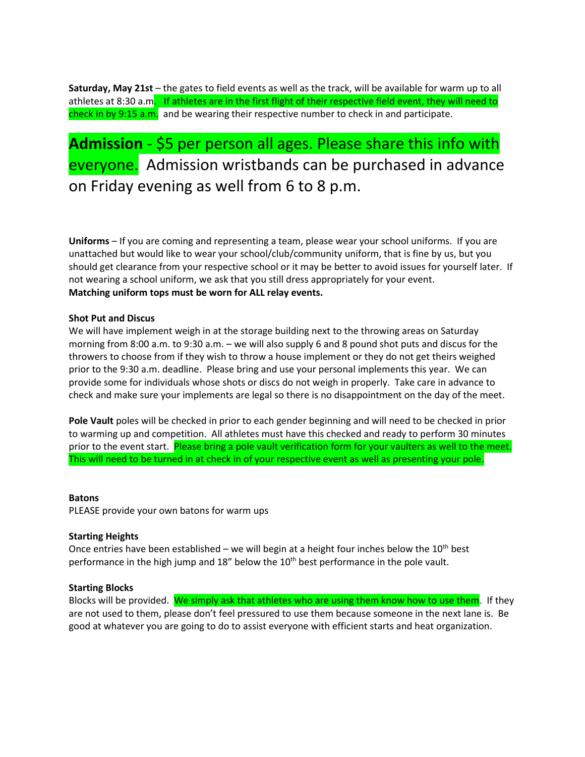**Saturday, May 21st** – the gates to field events as well as the track, will be available for warm up to all athletes at 8:30 a.m. If athletes are in the first flight of their respective field event, they will need to check in by 9:15 a.m. and be wearing their respective number to check in and participate.

## **Admission** - $5 per person all ages. Please share this info with everyone. Admission wristbands can be purchased in advance on Friday evening as well from 6 to 8 p.m.

**Uniforms** – If you are coming and representing a team, please wear your school uniforms. If you are unattached but would like to wear your school/club/community uniform, that is fine by us, but you should get clearance from your respective school or it may be better to avoid issues for yourself later. If not wearing a school uniform, we ask that you still dress appropriately for your event.
**Matching uniform tops must be worn for ALL relay events.**

**Shot Put and Discus**
We will have implement weigh in at the storage building next to the throwing areas on Saturday morning from 8:00 a.m. to 9:30 a.m. – we will also supply 6 and 8 pound shot puts and discus for the throwers to choose from if they wish to throw a house implement or they do not get theirs weighed prior to the 9:30 a.m. deadline. Please bring and use your personal implements this year. We can provide some for individuals whose shots or discs do not weigh in properly. Take care in advance to check and make sure your implements are legal so there is no disappointment on the day of the meet.

**Pole Vault** poles will be checked in prior to each gender beginning and will need to be checked in prior to warming up and competition. All athletes must have this checked and ready to perform 30 minutes prior to the event start. Please bring a pole vault verification form for your vaulters as well to the meet. This will need to be turned in at check in of your respective event as well as presenting your pole.

**Batons**
PLEASE provide your own batons for warm ups

**Starting Heights**
Once entries have been established – we will begin at a height four inches below the 10th best performance in the high jump and 18" below the 10th best performance in the pole vault.

**Starting Blocks**
Blocks will be provided. We simply ask that athletes who are using them know how to use them. If they are not used to them, please don't feel pressured to use them because someone in the next lane is. Be good at whatever you are going to do to assist everyone with efficient starts and heat organization.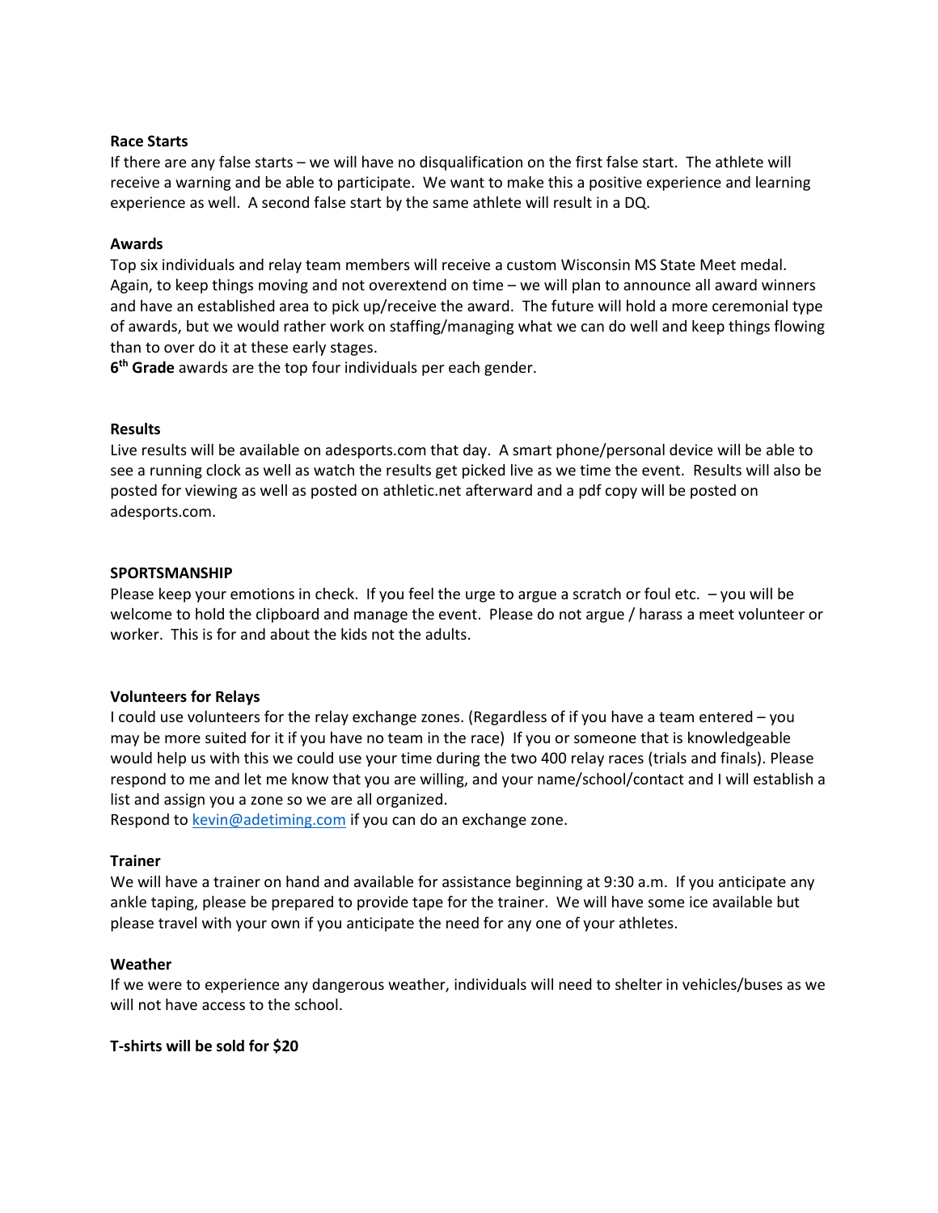**Race Starts**

If there are any false starts – we will have no disqualification on the first false start. The athlete will receive a warning and be able to participate. We want to make this a positive experience and learning experience as well. A second false start by the same athlete will result in a DQ.

**Awards**

Top six individuals and relay team members will receive a custom Wisconsin MS State Meet medal. Again, to keep things moving and not overextend on time – we will plan to announce all award winners and have an established area to pick up/receive the award. The future will hold a more ceremonial type of awards, but we would rather work on staffing/managing what we can do well and keep things flowing than to over do it at these early stages.

**6th Grade** awards are the top four individuals per each gender.

**Results**

Live results will be available on adesports.com that day. A smart phone/personal device will be able to see a running clock as well as watch the results get picked live as we time the event. Results will also be posted for viewing as well as posted on athletic.net afterward and a pdf copy will be posted on adesports.com.

**SPORTSMANSHIP**

Please keep your emotions in check. If you feel the urge to argue a scratch or foul etc. – you will be welcome to hold the clipboard and manage the event. Please do not argue / harass a meet volunteer or worker. This is for and about the kids not the adults.

**Volunteers for Relays**

I could use volunteers for the relay exchange zones. (Regardless of if you have a team entered – you may be more suited for it if you have no team in the race) If you or someone that is knowledgeable would help us with this we could use your time during the two 400 relay races (trials and finals). Please respond to me and let me know that you are willing, and your name/school/contact and I will establish a list and assign you a zone so we are all organized.

Respond to kevin@adetiming.com if you can do an exchange zone.

**Trainer**

We will have a trainer on hand and available for assistance beginning at 9:30 a.m. If you anticipate any ankle taping, please be prepared to provide tape for the trainer. We will have some ice available but please travel with your own if you anticipate the need for any one of your athletes.

**Weather**

If we were to experience any dangerous weather, individuals will need to shelter in vehicles/buses as we will not have access to the school.

**T-shirts will be sold for $20**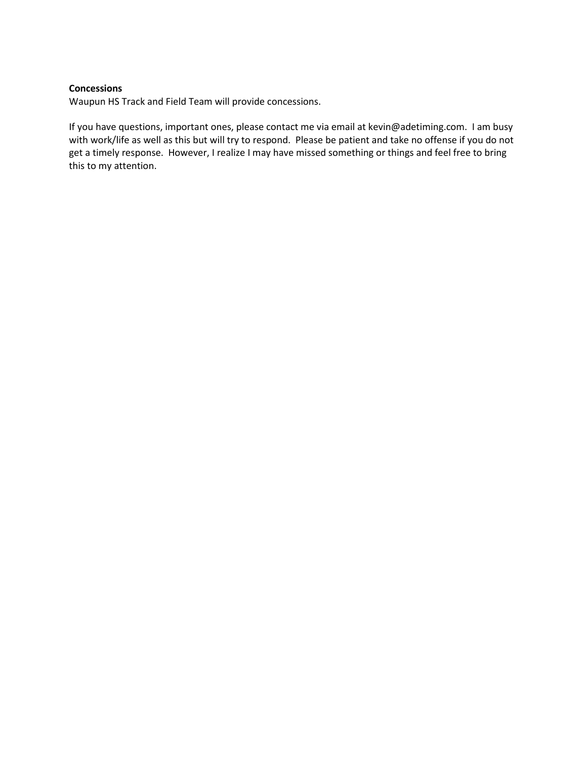**Concessions**
Waupun HS Track and Field Team will provide concessions.

If you have questions, important ones, please contact me via email at kevin@adetiming.com. I am busy with work/life as well as this but will try to respond. Please be patient and take no offense if you do not get a timely response. However, I realize I may have missed something or things and feel free to bring this to my attention.